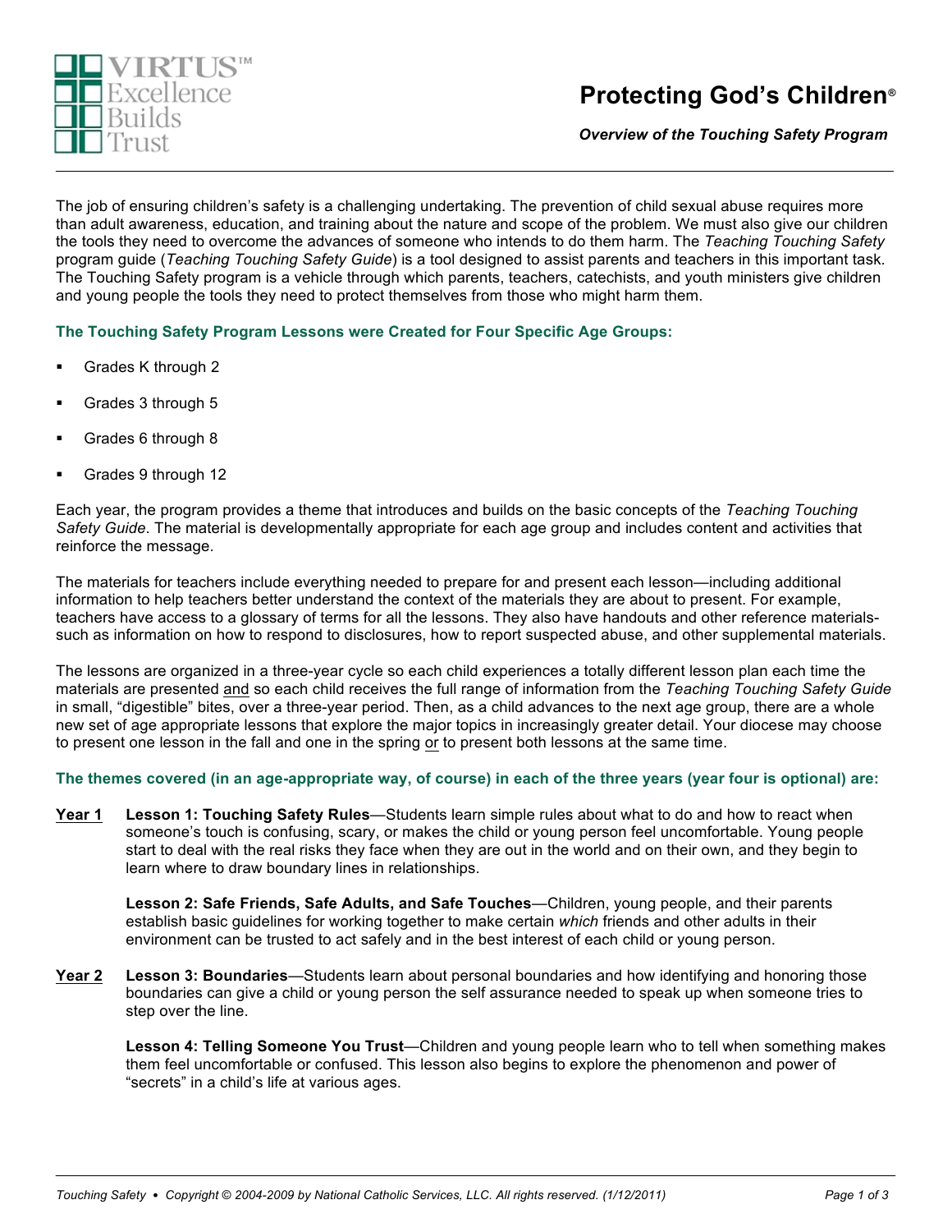# Protecting God's Children®

*Overview of the Touching Safety Program*

The job of ensuring children's safety is a challenging undertaking. The prevention of child sexual abuse requires more than adult awareness, education, and training about the nature and scope of the problem. We must also give our children the tools they need to overcome the advances of someone who intends to do them harm. The *Teaching Touching Safety* program guide (*Teaching Touching Safety Guide*) is a tool designed to assist parents and teachers in this important task. The Touching Safety program is a vehicle through which parents, teachers, catechists, and youth ministers give children and young people the tools they need to protect themselves from those who might harm them.

### The Touching Safety Program Lessons were Created for Four Specific Age Groups:

- Grades K through 2
- Grades 3 through 5
- Grades 6 through 8
- Grades 9 through 12

Each year, the program provides a theme that introduces and builds on the basic concepts of the *Teaching Touching Safety Guide*. The material is developmentally appropriate for each age group and includes content and activities that reinforce the message.

The materials for teachers include everything needed to prepare for and present each lesson—including additional information to help teachers better understand the context of the materials they are about to present. For example, teachers have access to a glossary of terms for all the lessons. They also have handouts and other reference materials- such as information on how to respond to disclosures, how to report suspected abuse, and other supplemental materials.

The lessons are organized in a three-year cycle so each child experiences a totally different lesson plan each time the materials are presented and so each child receives the full range of information from the *Teaching Touching Safety Guide* in small, "digestible" bites, over a three-year period. Then, as a child advances to the next age group, there are a whole new set of age appropriate lessons that explore the major topics in increasingly greater detail. Your diocese may choose to present one lesson in the fall and one in the spring or to present both lessons at the same time.

### The themes covered (in an age-appropriate way, of course) in each of the three years (year four is optional) are:

**Year 1**

**Lesson 1: Touching Safety Rules**—Students learn simple rules about what to do and how to react when someone's touch is confusing, scary, or makes the child or young person feel uncomfortable. Young people start to deal with the real risks they face when they are out in the world and on their own, and they begin to learn where to draw boundary lines in relationships.

**Lesson 2: Safe Friends, Safe Adults, and Safe Touches**—Children, young people, and their parents establish basic guidelines for working together to make certain *which* friends and other adults in their environment can be trusted to act safely and in the best interest of each child or young person.

**Year 2**

**Lesson 3: Boundaries**—Students learn about personal boundaries and how identifying and honoring those boundaries can give a child or young person the self assurance needed to speak up when someone tries to step over the line.

**Lesson 4: Telling Someone You Trust**—Children and young people learn who to tell when something makes them feel uncomfortable or confused. This lesson also begins to explore the phenomenon and power of "secrets" in a child's life at various ages.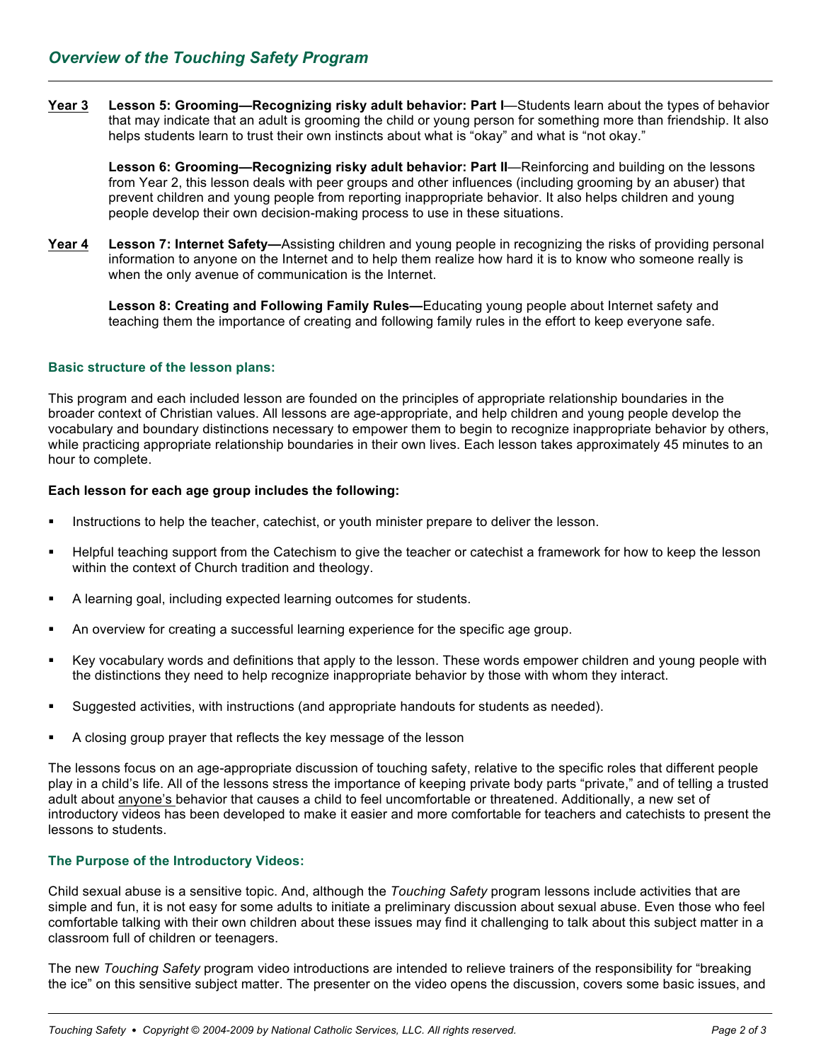## Overview of the Touching Safety Program

**Year 3** **Lesson 5: Grooming—Recognizing risky adult behavior: Part I**—Students learn about the types of behavior that may indicate that an adult is grooming the child or young person for something more than friendship. It also helps students learn to trust their own instincts about what is "okay" and what is "not okay."

**Lesson 6: Grooming—Recognizing risky adult behavior: Part II**—Reinforcing and building on the lessons from Year 2, this lesson deals with peer groups and other influences (including grooming by an abuser) that prevent children and young people from reporting inappropriate behavior. It also helps children and young people develop their own decision-making process to use in these situations.

**Year 4** **Lesson 7: Internet Safety—**Assisting children and young people in recognizing the risks of providing personal information to anyone on the Internet and to help them realize how hard it is to know who someone really is when the only avenue of communication is the Internet.

**Lesson 8: Creating and Following Family Rules—**Educating young people about Internet safety and teaching them the importance of creating and following family rules in the effort to keep everyone safe.

### Basic structure of the lesson plans:

This program and each included lesson are founded on the principles of appropriate relationship boundaries in the broader context of Christian values. All lessons are age-appropriate, and help children and young people develop the vocabulary and boundary distinctions necessary to empower them to begin to recognize inappropriate behavior by others, while practicing appropriate relationship boundaries in their own lives. Each lesson takes approximately 45 minutes to an hour to complete.

**Each lesson for each age group includes the following:**

- Instructions to help the teacher, catechist, or youth minister prepare to deliver the lesson.
- Helpful teaching support from the Catechism to give the teacher or catechist a framework for how to keep the lesson within the context of Church tradition and theology.
- A learning goal, including expected learning outcomes for students.
- An overview for creating a successful learning experience for the specific age group.
- Key vocabulary words and definitions that apply to the lesson. These words empower children and young people with the distinctions they need to help recognize inappropriate behavior by those with whom they interact.
- Suggested activities, with instructions (and appropriate handouts for students as needed).
- A closing group prayer that reflects the key message of the lesson

The lessons focus on an age-appropriate discussion of touching safety, relative to the specific roles that different people play in a child's life. All of the lessons stress the importance of keeping private body parts "private," and of telling a trusted adult about anyone's behavior that causes a child to feel uncomfortable or threatened. Additionally, a new set of introductory videos has been developed to make it easier and more comfortable for teachers and catechists to present the lessons to students.

### The Purpose of the Introductory Videos:

Child sexual abuse is a sensitive topic. And, although the *Touching Safety* program lessons include activities that are simple and fun, it is not easy for some adults to initiate a preliminary discussion about sexual abuse. Even those who feel comfortable talking with their own children about these issues may find it challenging to talk about this subject matter in a classroom full of children or teenagers.

The new *Touching Safety* program video introductions are intended to relieve trainers of the responsibility for "breaking the ice" on this sensitive subject matter. The presenter on the video opens the discussion, covers some basic issues, and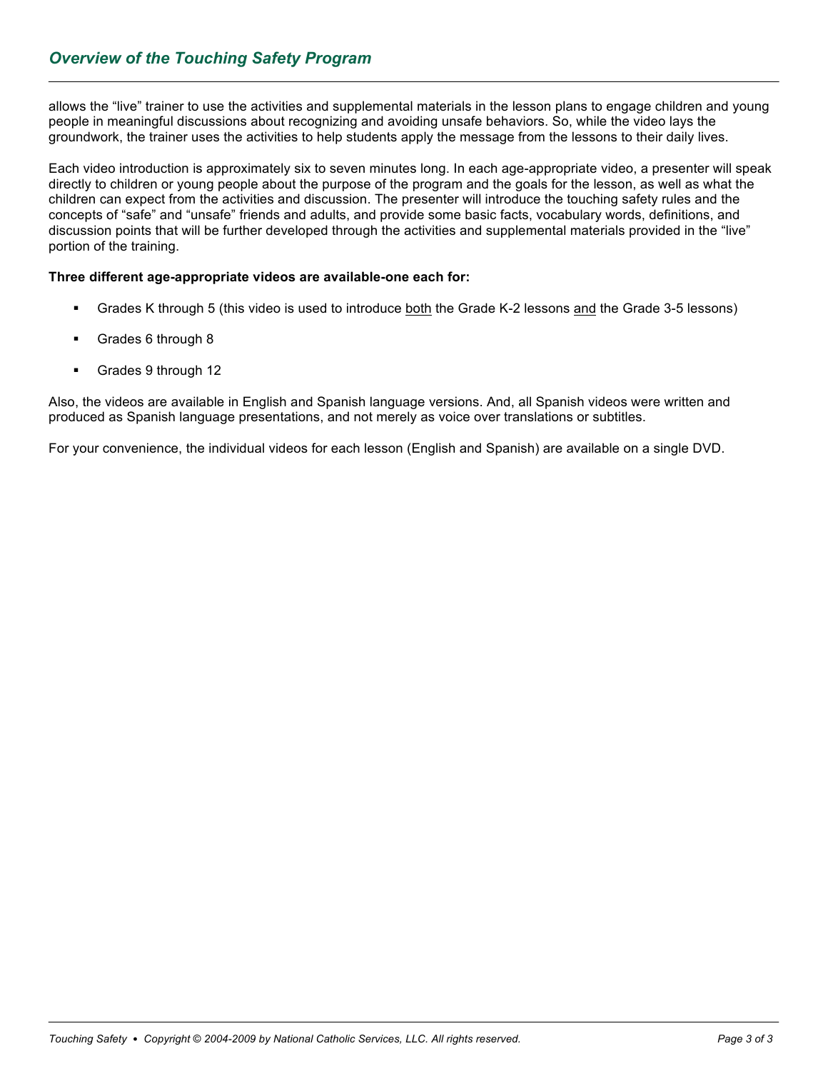allows the "live" trainer to use the activities and supplemental materials in the lesson plans to engage children and young people in meaningful discussions about recognizing and avoiding unsafe behaviors. So, while the video lays the groundwork, the trainer uses the activities to help students apply the message from the lessons to their daily lives.

Each video introduction is approximately six to seven minutes long. In each age-appropriate video, a presenter will speak directly to children or young people about the purpose of the program and the goals for the lesson, as well as what the children can expect from the activities and discussion. The presenter will introduce the touching safety rules and the concepts of "safe" and "unsafe" friends and adults, and provide some basic facts, vocabulary words, definitions, and discussion points that will be further developed through the activities and supplemental materials provided in the "live" portion of the training.

**Three different age-appropriate videos are available-one each for:**

- Grades K through 5 (this video is used to introduce both the Grade K-2 lessons and the Grade 3-5 lessons)
- Grades 6 through 8
- Grades 9 through 12

Also, the videos are available in English and Spanish language versions. And, all Spanish videos were written and produced as Spanish language presentations, and not merely as voice over translations or subtitles.

For your convenience, the individual videos for each lesson (English and Spanish) are available on a single DVD.